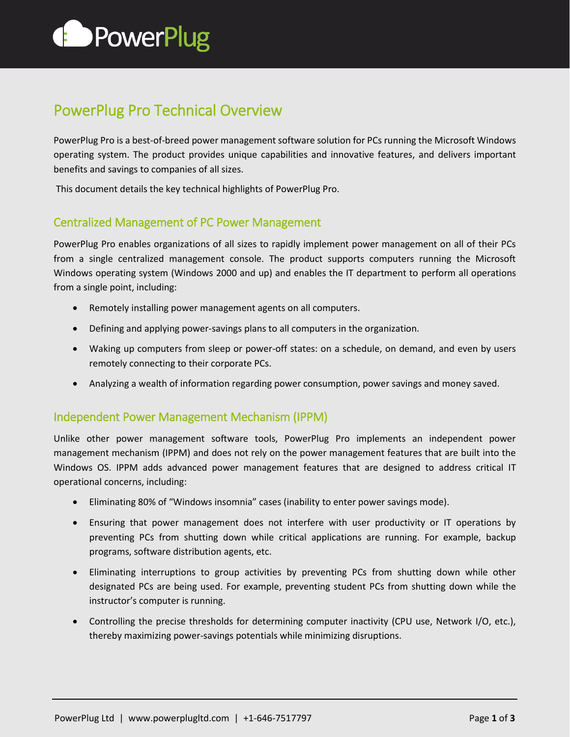# PowerPlug Pro Technical Overview

PowerPlug Pro is a best-of-breed power management software solution for PCs running the Microsoft Windows operating system. The product provides unique capabilities and innovative features, and delivers important benefits and savings to companies of all sizes.

This document details the key technical highlights of PowerPlug Pro.

## Centralized Management of PC Power Management

PowerPlug Pro enables organizations of all sizes to rapidly implement power management on all of their PCs from a single centralized management console. The product supports computers running the Microsoft Windows operating system (Windows 2000 and up) and enables the IT department to perform all operations from a single point, including:

- Remotely installing power management agents on all computers.
- Defining and applying power-savings plans to all computers in the organization.
- Waking up computers from sleep or power-off states: on a schedule, on demand, and even by users remotely connecting to their corporate PCs.
- Analyzing a wealth of information regarding power consumption, power savings and money saved.

## Independent Power Management Mechanism (IPPM)

Unlike other power management software tools, PowerPlug Pro implements an independent power management mechanism (IPPM) and does not rely on the power management features that are built into the Windows OS. IPPM adds advanced power management features that are designed to address critical IT operational concerns, including:

- Eliminating 80% of "Windows insomnia" cases (inability to enter power savings mode).
- Ensuring that power management does not interfere with user productivity or IT operations by preventing PCs from shutting down while critical applications are running. For example, backup programs, software distribution agents, etc.
- Eliminating interruptions to group activities by preventing PCs from shutting down while other designated PCs are being used. For example, preventing student PCs from shutting down while the instructor's computer is running.
- Controlling the precise thresholds for determining computer inactivity (CPU use, Network I/O, etc.), thereby maximizing power-savings potentials while minimizing disruptions.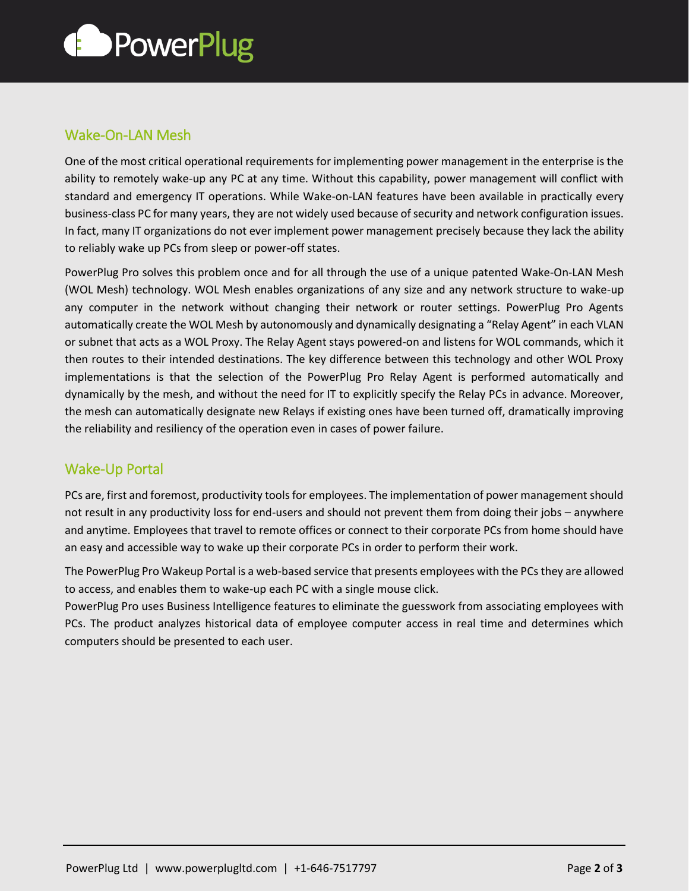## Wake-On-LAN Mesh

One of the most critical operational requirements for implementing power management in the enterprise is the ability to remotely wake-up any PC at any time. Without this capability, power management will conflict with standard and emergency IT operations. While Wake-on-LAN features have been available in practically every business-class PC for many years, they are not widely used because of security and network configuration issues. In fact, many IT organizations do not ever implement power management precisely because they lack the ability to reliably wake up PCs from sleep or power-off states.

PowerPlug Pro solves this problem once and for all through the use of a unique patented Wake-On-LAN Mesh (WOL Mesh) technology. WOL Mesh enables organizations of any size and any network structure to wake-up any computer in the network without changing their network or router settings. PowerPlug Pro Agents automatically create the WOL Mesh by autonomously and dynamically designating a "Relay Agent" in each VLAN or subnet that acts as a WOL Proxy. The Relay Agent stays powered-on and listens for WOL commands, which it then routes to their intended destinations. The key difference between this technology and other WOL Proxy implementations is that the selection of the PowerPlug Pro Relay Agent is performed automatically and dynamically by the mesh, and without the need for IT to explicitly specify the Relay PCs in advance. Moreover, the mesh can automatically designate new Relays if existing ones have been turned off, dramatically improving the reliability and resiliency of the operation even in cases of power failure.

## Wake-Up Portal

PCs are, first and foremost, productivity tools for employees. The implementation of power management should not result in any productivity loss for end-users and should not prevent them from doing their jobs – anywhere and anytime. Employees that travel to remote offices or connect to their corporate PCs from home should have an easy and accessible way to wake up their corporate PCs in order to perform their work.

The PowerPlug Pro Wakeup Portal is a web-based service that presents employees with the PCs they are allowed to access, and enables them to wake-up each PC with a single mouse click.

PowerPlug Pro uses Business Intelligence features to eliminate the guesswork from associating employees with PCs. The product analyzes historical data of employee computer access in real time and determines which computers should be presented to each user.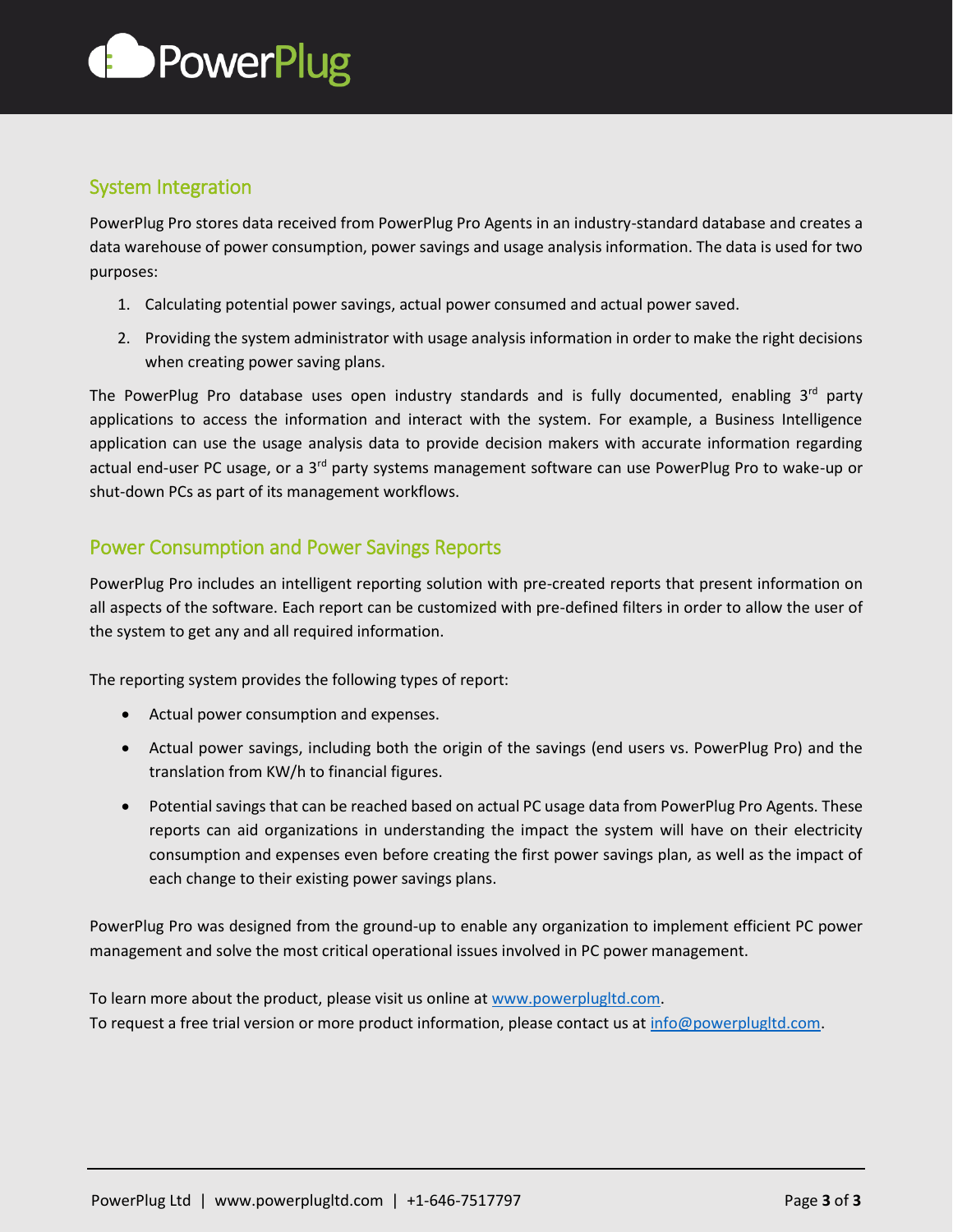## System Integration

PowerPlug Pro stores data received from PowerPlug Pro Agents in an industry-standard database and creates a data warehouse of power consumption, power savings and usage analysis information. The data is used for two purposes:

1. Calculating potential power savings, actual power consumed and actual power saved.
2. Providing the system administrator with usage analysis information in order to make the right decisions when creating power saving plans.

The PowerPlug Pro database uses open industry standards and is fully documented, enabling 3rd party applications to access the information and interact with the system. For example, a Business Intelligence application can use the usage analysis data to provide decision makers with accurate information regarding actual end-user PC usage, or a 3rd party systems management software can use PowerPlug Pro to wake-up or shut-down PCs as part of its management workflows.

## Power Consumption and Power Savings Reports

PowerPlug Pro includes an intelligent reporting solution with pre-created reports that present information on all aspects of the software. Each report can be customized with pre-defined filters in order to allow the user of the system to get any and all required information.

The reporting system provides the following types of report:

- Actual power consumption and expenses.
- Actual power savings, including both the origin of the savings (end users vs. PowerPlug Pro) and the translation from KW/h to financial figures.
- Potential savings that can be reached based on actual PC usage data from PowerPlug Pro Agents. These reports can aid organizations in understanding the impact the system will have on their electricity consumption and expenses even before creating the first power savings plan, as well as the impact of each change to their existing power savings plans.

PowerPlug Pro was designed from the ground-up to enable any organization to implement efficient PC power management and solve the most critical operational issues involved in PC power management.

To learn more about the product, please visit us online at [www.powerplugltd.com](http://www.powerplugltd.com).
To request a free trial version or more product information, please contact us at [info@powerplugltd.com](mailto:info@powerplugltd.com).